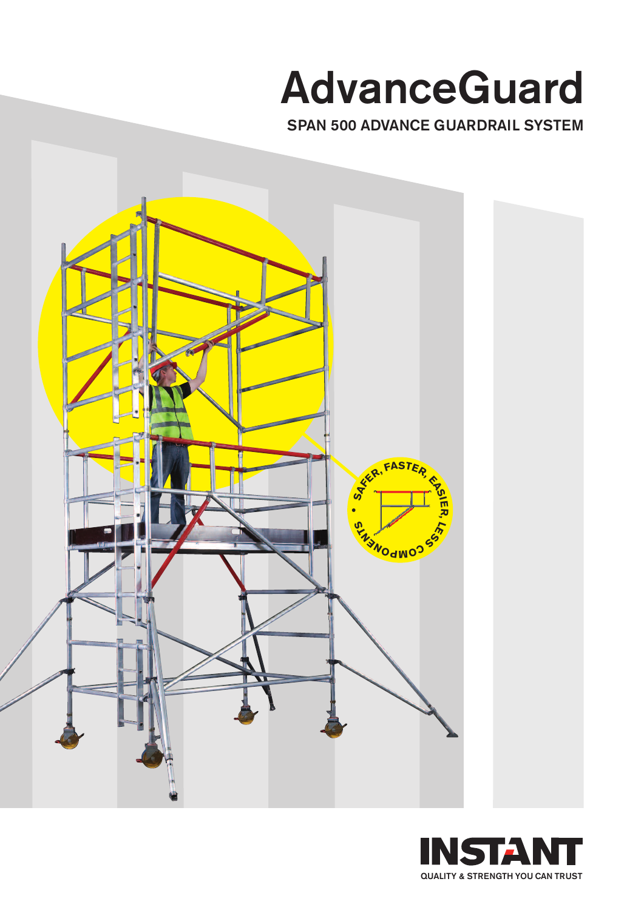# AdvanceGuard

## SPAN 500 ADVANCE GUARDRAIL SYSTEM

SAFER, FASTER, EASIER, LESS COMPONENTS

INSTANT

QUALITY & STRENGTH YOU CAN TRUST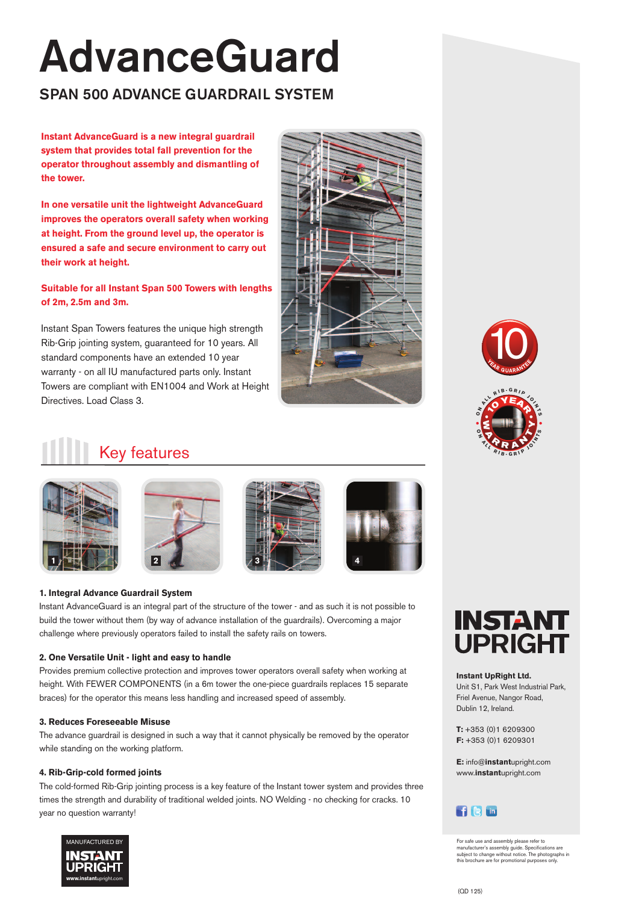# AdvanceGuard

## SPAN 500 ADVANCE GUARDRAIL SYSTEM

**Instant AdvanceGuard is a new integral guardrail system that provides total fall prevention for the operator throughout assembly and dismantling of the tower.**

**In one versatile unit the lightweight AdvanceGuard improves the operators overall safety when working at height. From the ground level up, the operator is ensured a safe and secure environment to carry out their work at height.**

**Suitable for all Instant Span 500 Towers with lengths of 2m, 2.5m and 3m.**

Instant Span Towers features the unique high strength Rib-Grip jointing system, guaranteed for 10 years. All standard components have an extended 10 year warranty - on all IU manufactured parts only. Instant Towers are compliant with EN1004 and Work at Height Directives. Load Class 3.

## Key features

1 2 3 4

### 1. Integral Advance Guardrail System

Instant AdvanceGuard is an integral part of the structure of the tower - and as such it is not possible to build the tower without them (by way of advance installation of the guardrails). Overcoming a major challenge where previously operators failed to install the safety rails on towers.

### 2. One Versatile Unit - light and easy to handle

Provides premium collective protection and improves tower operators overall safety when working at height. With FEWER COMPONENTS (in a 6m tower the one-piece guardrails replaces 15 separate braces) for the operator this means less handling and increased speed of assembly.

### 3. Reduces Foreseeable Misuse

The advance guardrail is designed in such a way that it cannot physically be removed by the operator while standing on the working platform.

### 4. Rib-Grip-cold formed joints

The cold-formed Rib-Grip jointing process is a key feature of the Instant tower system and provides three times the strength and durability of traditional welded joints. NO Welding - no checking for cracks. 10 year no question warranty!

MANUFACTURED BY INSTANT UPRIGHT www.instantupright.com

10 YEAR GUARANTEE

ON ALL RIB-GRIP JOINTS 10 YEAR WARRANTY ON ALL RIB-GRIP JOINTS

INSTANT UPRIGHT

**Instant UpRight Ltd.**
Unit S1, Park West Industrial Park,
Friel Avenue, Nangor Road,
Dublin 12, Ireland.

**T:** +353 (0)1 6209300
**F:** +353 (0)1 6209301

**E:** info@**instant**upright.com
www.**instant**upright.com

For safe use and assembly please refer to manufacturer's assembly guide. Specifications are subject to change without notice. The photographs in this brochure are for promotional purposes only.

(QD 125)